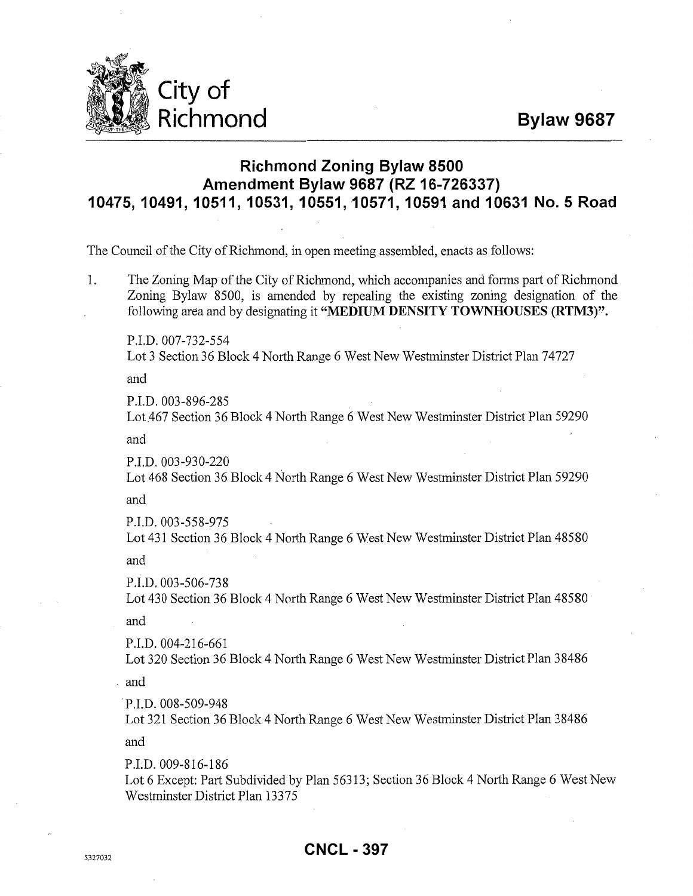City of Richmond

# Bylaw 9687

## Richmond Zoning Bylaw 8500 Amendment Bylaw 9687 (RZ 16-726337) 10475, 10491, 10511, 10531, 10551, 10571, 10591 and 10631 No. 5 Road

The Council of the City of Richmond, in open meeting assembled, enacts as follows:

1. The Zoning Map of the City of Richmond, which accompanies and forms part of Richmond Zoning Bylaw 8500, is amended by repealing the existing zoning designation of the following area and by designating it **"MEDIUM DENSITY TOWNHOUSES (RTM3)"**.

   P.I.D. 007-732-554
   Lot 3 Section 36 Block 4 North Range 6 West New Westminster District Plan 74727

   and

   P.I.D. 003-896-285
   Lot 467 Section 36 Block 4 North Range 6 West New Westminster District Plan 59290

   and

   P.I.D. 003-930-220
   Lot 468 Section 36 Block 4 North Range 6 West New Westminster District Plan 59290

   and

   P.I.D. 003-558-975
   Lot 431 Section 36 Block 4 North Range 6 West New Westminster District Plan 48580

   and

   P.I.D. 003-506-738
   Lot 430 Section 36 Block 4 North Range 6 West New Westminster District Plan 48580

   and

   P.I.D. 004-216-661
   Lot 320 Section 36 Block 4 North Range 6 West New Westminster District Plan 38486

   and

   P.I.D. 008-509-948
   Lot 321 Section 36 Block 4 North Range 6 West New Westminster District Plan 38486

   and

   P.I.D. 009-816-186
   Lot 6 Except: Part Subdivided by Plan 56313; Section 36 Block 4 North Range 6 West New Westminster District Plan 13375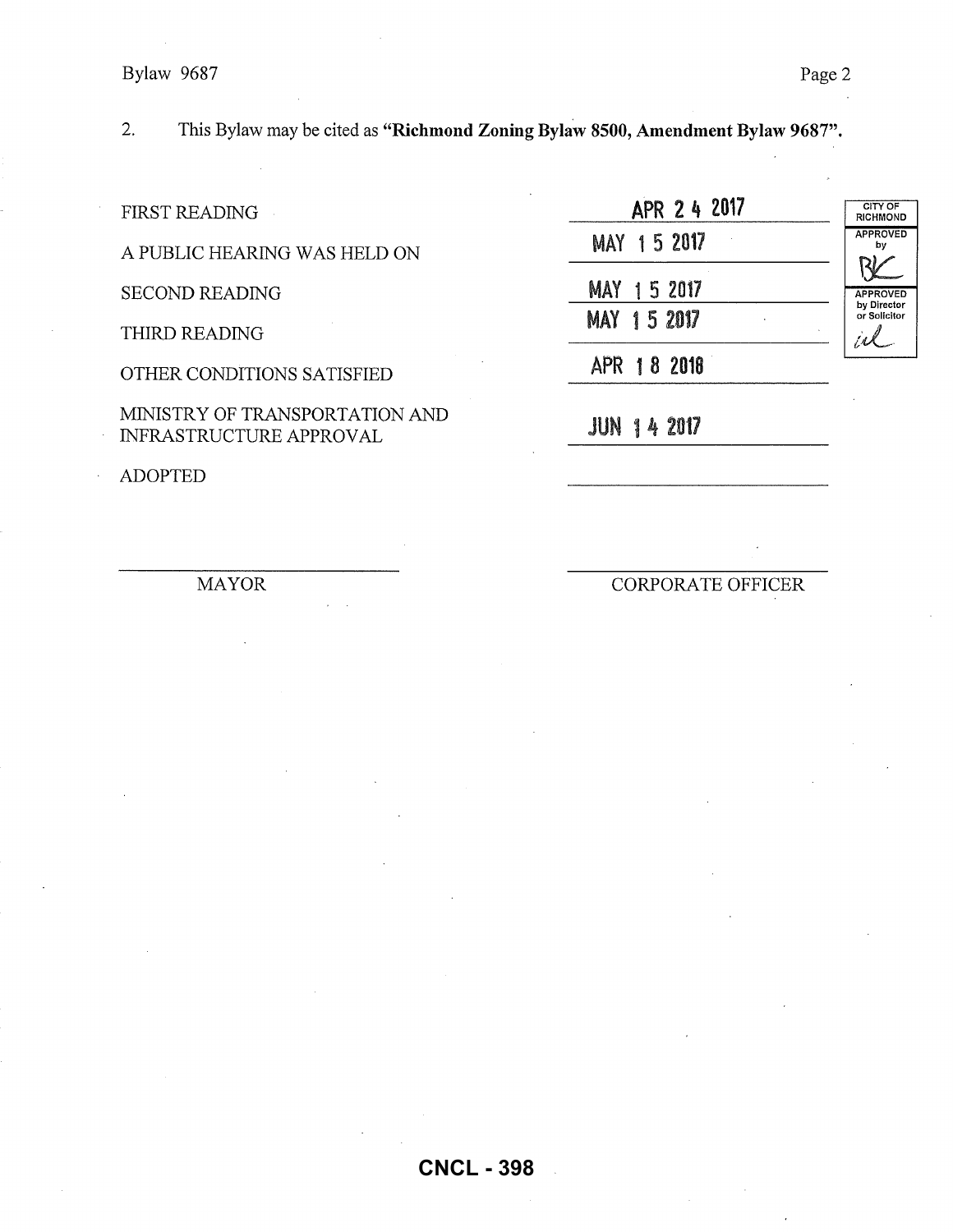2. This Bylaw may be cited as **"Richmond Zoning Bylaw 8500, Amendment Bylaw 9687"**.

| | |
|---|---|
| FIRST READING | APR 24 2017 |
| A PUBLIC HEARING WAS HELD ON | MAY 15 2017 |
| SECOND READING | MAY 15 2017 |
| THIRD READING | MAY 15 2017 |
| OTHER CONDITIONS SATISFIED | APR 18 2018 |
| MINISTRY OF TRANSPORTATION AND INFRASTRUCTURE APPROVAL | JUN 14 2017 |
| ADOPTED | |

| CITY OF RICHMOND |
|---|
| APPROVED by BK |
| APPROVED by Director or Solicitor |

MAYOR

CORPORATE OFFICER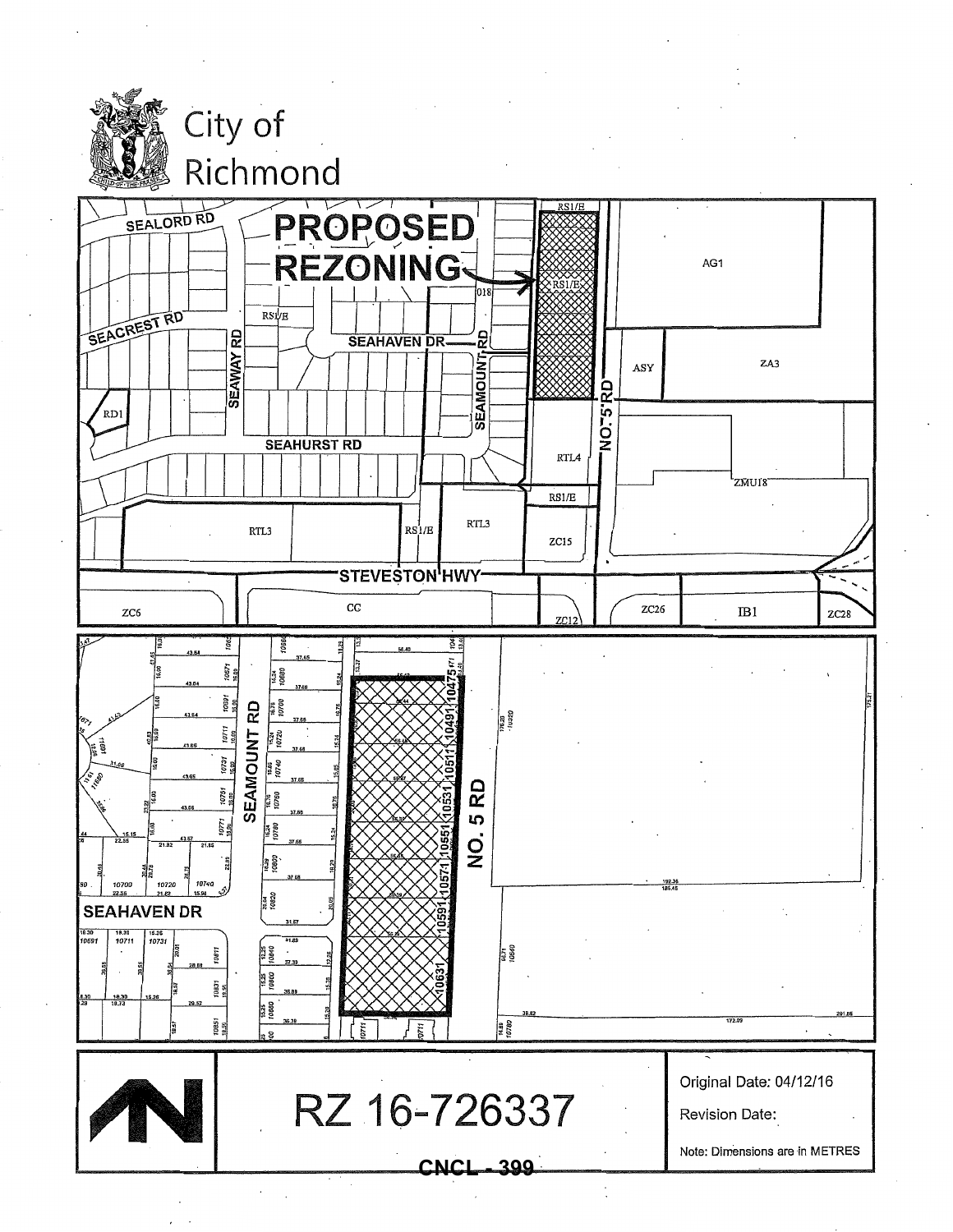City of Richmond

PROPOSED REZONING

SEALORD RD

SEACREST RD

SEAWAY RD

SEAHAVEN DR

SEAMOUNT RD

SEAHURST RD

NO. 5 RD

STEVESTON HWY

RS1/E

RD1

RTL3

RTL4

ZC15

AG1

ASY

ZA3

ZMU18

ZC6

CC

ZC12

ZC26

IB1

ZC28

SEAMOUNT RD

NO. 5 RD

SEAHAVEN DR

10475

10491

10511

10531

10551

10571

10591

10631

RZ 16-726337

Original Date: 04/12/16

Revision Date:

Note: Dimensions are in METRES

CNCL - 399